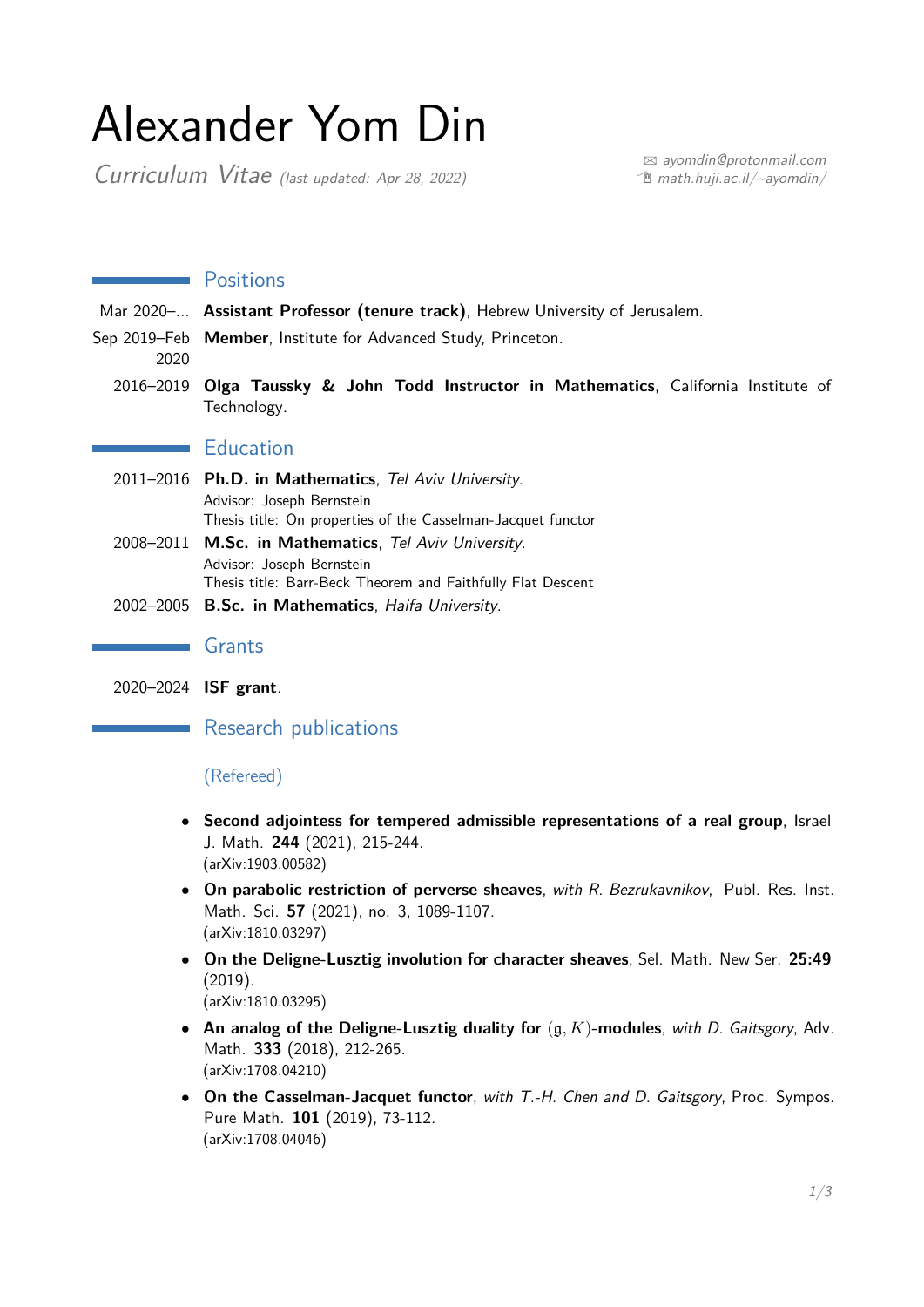# Alexander Yom Din

*Curriculum Vitae* *(last updated: Apr 28, 2022)*

ayomdin@protonmail.com
math.huji.ac.il/~ayomdin/

## Positions

- Mar 2020–... **Assistant Professor (tenure track)**, Hebrew University of Jerusalem.
- Sep 2019–Feb 2020 **Member**, Institute for Advanced Study, Princeton.
- 2016–2019 **Olga Taussky & John Todd Instructor in Mathematics**, California Institute of Technology.

## Education

- 2011–2016 **Ph.D. in Mathematics**, *Tel Aviv University*.
  Advisor: Joseph Bernstein
  Thesis title: On properties of the Casselman-Jacquet functor
- 2008–2011 **M.Sc. in Mathematics**, *Tel Aviv University*.
  Advisor: Joseph Bernstein
  Thesis title: Barr-Beck Theorem and Faithfully Flat Descent
- 2002–2005 **B.Sc. in Mathematics**, *Haifa University*.

## Grants

- 2020–2024 **ISF grant**.

## Research publications

### (Refereed)

- **Second adjointess for tempered admissible representations of a real group**, Israel J. Math. **244** (2021), 215-244.
  (arXiv:1903.00582)
- **On parabolic restriction of perverse sheaves**, *with R. Bezrukavnikov*, Publ. Res. Inst. Math. Sci. **57** (2021), no. 3, 1089-1107.
  (arXiv:1810.03297)
- **On the Deligne-Lusztig involution for character sheaves**, Sel. Math. New Ser. **25:49** (2019).
  (arXiv:1810.03295)
- **An analog of the Deligne-Lusztig duality for $(\mathfrak{g}, K)$-modules**, *with D. Gaitsgory*, Adv. Math. **333** (2018), 212-265.
  (arXiv:1708.04210)
- **On the Casselman-Jacquet functor**, *with T.-H. Chen and D. Gaitsgory*, Proc. Sympos. Pure Math. **101** (2019), 73-112.
  (arXiv:1708.04046)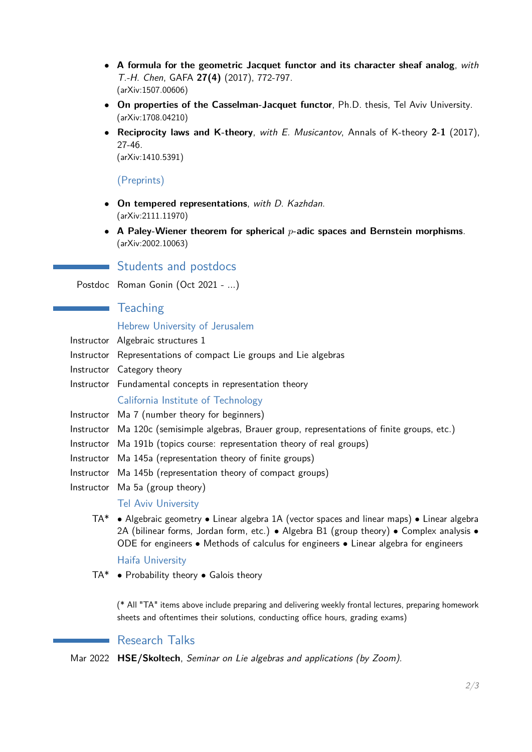- **A formula for the geometric Jacquet functor and its character sheaf analog**, *with T.-H. Chen*, GAFA **27(4)** (2017), 772-797.
  (arXiv:1507.00606)
- **On properties of the Casselman-Jacquet functor**, Ph.D. thesis, Tel Aviv University.
  (arXiv:1708.04210)
- **Reciprocity laws and K-theory**, *with E. Musicantov*, Annals of K-theory **2-1** (2017), 27-46.
  (arXiv:1410.5391)

### (Preprints)

- **On tempered representations**, *with D. Kazhdan*.
  (arXiv:2111.11970)
- **A Paley-Wiener theorem for spherical $p$-adic spaces and Bernstein morphisms**.
  (arXiv:2002.10063)

## Students and postdocs

Postdoc — Roman Gonin (Oct 2021 - ...)

## Teaching

### Hebrew University of Jerusalem

- Instructor — Algebraic structures 1
- Instructor — Representations of compact Lie groups and Lie algebras
- Instructor — Category theory
- Instructor — Fundamental concepts in representation theory

### California Institute of Technology

- Instructor — Ma 7 (number theory for beginners)
- Instructor — Ma 120c (semisimple algebras, Brauer group, representations of finite groups, etc.)
- Instructor — Ma 191b (topics course: representation theory of real groups)
- Instructor — Ma 145a (representation theory of finite groups)
- Instructor — Ma 145b (representation theory of compact groups)
- Instructor — Ma 5a (group theory)

### Tel Aviv University

TA* — • Algebraic geometry • Linear algebra 1A (vector spaces and linear maps) • Linear algebra 2A (bilinear forms, Jordan form, etc.) • Algebra B1 (group theory) • Complex analysis • ODE for engineers • Methods of calculus for engineers • Linear algebra for engineers

### Haifa University

TA* — • Probability theory • Galois theory

(* All "TA" items above include preparing and delivering weekly frontal lectures, preparing homework sheets and oftentimes their solutions, conducting office hours, grading exams)

## Research Talks

Mar 2022 — **HSE/Skoltech**, *Seminar on Lie algebras and applications (by Zoom).*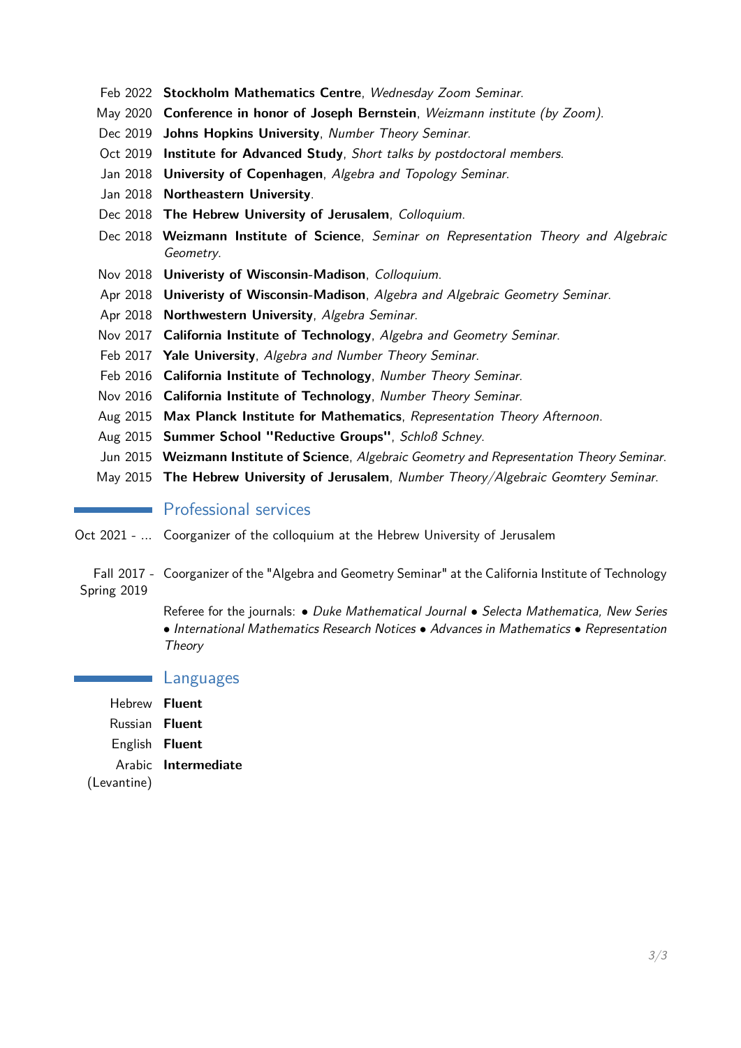Feb 2022 **Stockholm Mathematics Centre**, *Wednesday Zoom Seminar*.

May 2020 **Conference in honor of Joseph Bernstein**, *Weizmann institute (by Zoom)*.

Dec 2019 **Johns Hopkins University**, *Number Theory Seminar*.

Oct 2019 **Institute for Advanced Study**, *Short talks by postdoctoral members*.

Jan 2018 **University of Copenhagen**, *Algebra and Topology Seminar*.

Jan 2018 **Northeastern University**.

Dec 2018 **The Hebrew University of Jerusalem**, *Colloquium*.

Dec 2018 **Weizmann Institute of Science**, *Seminar on Representation Theory and Algebraic Geometry*.

Nov 2018 **Univeristy of Wisconsin-Madison**, *Colloquium*.

Apr 2018 **Univeristy of Wisconsin-Madison**, *Algebra and Algebraic Geometry Seminar*.

Apr 2018 **Northwestern University**, *Algebra Seminar*.

Nov 2017 **California Institute of Technology**, *Algebra and Geometry Seminar*.

Feb 2017 **Yale University**, *Algebra and Number Theory Seminar*.

Feb 2016 **California Institute of Technology**, *Number Theory Seminar*.

Nov 2016 **California Institute of Technology**, *Number Theory Seminar*.

Aug 2015 **Max Planck Institute for Mathematics**, *Representation Theory Afternoon*.

Aug 2015 **Summer School "Reductive Groups"**, *Schloß Schney*.

Jun 2015 **Weizmann Institute of Science**, *Algebraic Geometry and Representation Theory Seminar*.

May 2015 **The Hebrew University of Jerusalem**, *Number Theory/Algebraic Geomtery Seminar*.

## Professional services

Oct 2021 - ... Coorganizer of the colloquium at the Hebrew University of Jerusalem

Fall 2017 - Spring 2019 Coorganizer of the "Algebra and Geometry Seminar" at the California Institute of Technology

Referee for the journals: • *Duke Mathematical Journal* • *Selecta Mathematica, New Series* • *International Mathematics Research Notices* • *Advances in Mathematics* • *Representation Theory*

## Languages

Hebrew **Fluent**

Russian **Fluent**

English **Fluent**

Arabic (Levantine) **Intermediate**